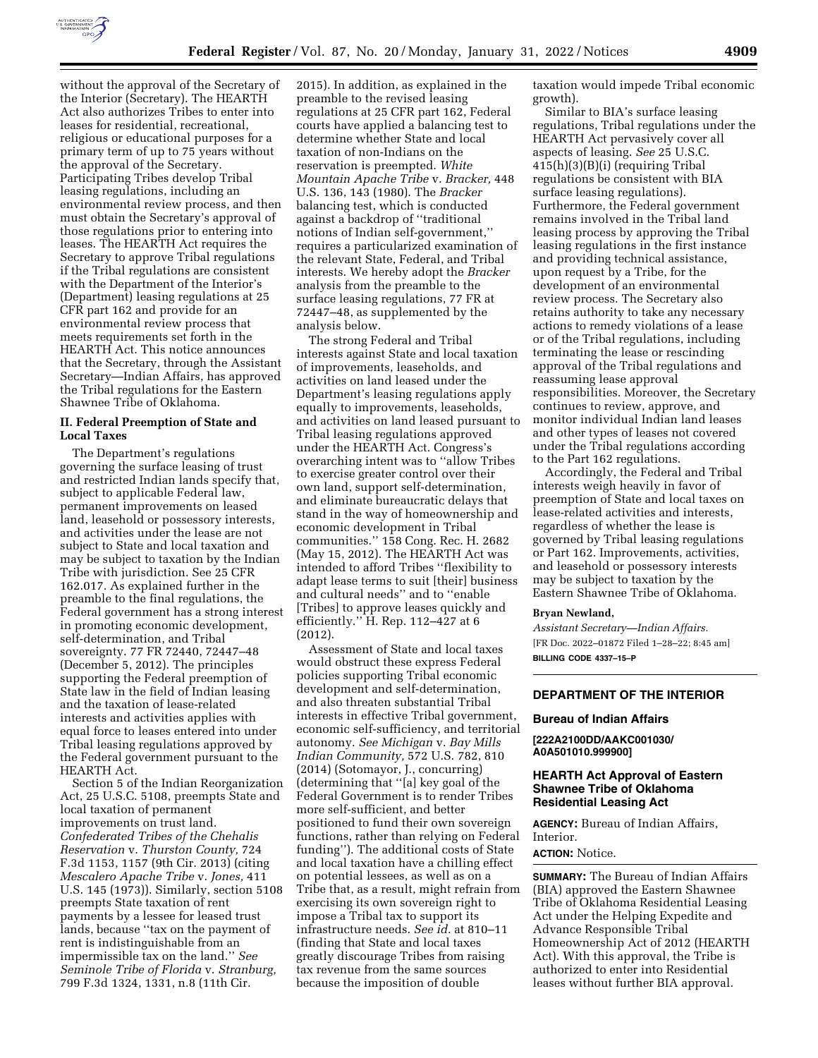without the approval of the Secretary of the Interior (Secretary). The HEARTH Act also authorizes Tribes to enter into leases for residential, recreational, religious or educational purposes for a primary term of up to 75 years without the approval of the Secretary. Participating Tribes develop Tribal leasing regulations, including an environmental review process, and then must obtain the Secretary's approval of those regulations prior to entering into leases. The HEARTH Act requires the Secretary to approve Tribal regulations if the Tribal regulations are consistent with the Department of the Interior's (Department) leasing regulations at 25 CFR part 162 and provide for an environmental review process that meets requirements set forth in the HEARTH Act. This notice announces that the Secretary, through the Assistant Secretary—Indian Affairs, has approved the Tribal regulations for the Eastern Shawnee Tribe of Oklahoma.

## II. Federal Preemption of State and Local Taxes

The Department's regulations governing the surface leasing of trust and restricted Indian lands specify that, subject to applicable Federal law, permanent improvements on leased land, leasehold or possessory interests, and activities under the lease are not subject to State and local taxation and may be subject to taxation by the Indian Tribe with jurisdiction. See 25 CFR 162.017. As explained further in the preamble to the final regulations, the Federal government has a strong interest in promoting economic development, self-determination, and Tribal sovereignty. 77 FR 72440, 72447–48 (December 5, 2012). The principles supporting the Federal preemption of State law in the field of Indian leasing and the taxation of lease-related interests and activities applies with equal force to leases entered into under Tribal leasing regulations approved by the Federal government pursuant to the HEARTH Act.

Section 5 of the Indian Reorganization Act, 25 U.S.C. 5108, preempts State and local taxation of permanent improvements on trust land. *Confederated Tribes of the Chehalis Reservation* v. *Thurston County,* 724 F.3d 1153, 1157 (9th Cir. 2013) (citing *Mescalero Apache Tribe* v. *Jones,* 411 U.S. 145 (1973)). Similarly, section 5108 preempts State taxation of rent payments by a lessee for leased trust lands, because ''tax on the payment of rent is indistinguishable from an impermissible tax on the land.'' *See Seminole Tribe of Florida* v. *Stranburg,* 799 F.3d 1324, 1331, n.8 (11th Cir. 2015). In addition, as explained in the preamble to the revised leasing regulations at 25 CFR part 162, Federal courts have applied a balancing test to determine whether State and local taxation of non-Indians on the reservation is preempted. *White Mountain Apache Tribe* v. *Bracker,* 448 U.S. 136, 143 (1980). The *Bracker* balancing test, which is conducted against a backdrop of ''traditional notions of Indian self-government,'' requires a particularized examination of the relevant State, Federal, and Tribal interests. We hereby adopt the *Bracker* analysis from the preamble to the surface leasing regulations, 77 FR at 72447–48, as supplemented by the analysis below.

The strong Federal and Tribal interests against State and local taxation of improvements, leaseholds, and activities on land leased under the Department's leasing regulations apply equally to improvements, leaseholds, and activities on land leased pursuant to Tribal leasing regulations approved under the HEARTH Act. Congress's overarching intent was to ''allow Tribes to exercise greater control over their own land, support self-determination, and eliminate bureaucratic delays that stand in the way of homeownership and economic development in Tribal communities.'' 158 Cong. Rec. H. 2682 (May 15, 2012). The HEARTH Act was intended to afford Tribes ''flexibility to adapt lease terms to suit [their] business and cultural needs'' and to ''enable [Tribes] to approve leases quickly and efficiently.'' H. Rep. 112–427 at 6 (2012).

Assessment of State and local taxes would obstruct these express Federal policies supporting Tribal economic development and self-determination, and also threaten substantial Tribal interests in effective Tribal government, economic self-sufficiency, and territorial autonomy. *See Michigan* v. *Bay Mills Indian Community,* 572 U.S. 782, 810 (2014) (Sotomayor, J., concurring) (determining that ''[a] key goal of the Federal Government is to render Tribes more self-sufficient, and better positioned to fund their own sovereign functions, rather than relying on Federal funding''). The additional costs of State and local taxation have a chilling effect on potential lessees, as well as on a Tribe that, as a result, might refrain from exercising its own sovereign right to impose a Tribal tax to support its infrastructure needs. *See id.* at 810–11 (finding that State and local taxes greatly discourage Tribes from raising tax revenue from the same sources because the imposition of double taxation would impede Tribal economic growth).

Similar to BIA's surface leasing regulations, Tribal regulations under the HEARTH Act pervasively cover all aspects of leasing. *See* 25 U.S.C. 415(h)(3)(B)(i) (requiring Tribal regulations be consistent with BIA surface leasing regulations). Furthermore, the Federal government remains involved in the Tribal land leasing process by approving the Tribal leasing regulations in the first instance and providing technical assistance, upon request by a Tribe, for the development of an environmental review process. The Secretary also retains authority to take any necessary actions to remedy violations of a lease or of the Tribal regulations, including terminating the lease or rescinding approval of the Tribal regulations and reassuming lease approval responsibilities. Moreover, the Secretary continues to review, approve, and monitor individual Indian land leases and other types of leases not covered under the Tribal regulations according to the Part 162 regulations.

Accordingly, the Federal and Tribal interests weigh heavily in favor of preemption of State and local taxes on lease-related activities and interests, regardless of whether the lease is governed by Tribal leasing regulations or Part 162. Improvements, activities, and leasehold or possessory interests may be subject to taxation by the Eastern Shawnee Tribe of Oklahoma.

**Bryan Newland,**

*Assistant Secretary—Indian Affairs.*

[FR Doc. 2022–01872 Filed 1–28–22; 8:45 am]

**BILLING CODE 4337–15–P**

---

## DEPARTMENT OF THE INTERIOR

### Bureau of Indian Affairs

**[222A2100DD/AAKC001030/A0A501010.999900]**

### HEARTH Act Approval of Eastern Shawnee Tribe of Oklahoma Residential Leasing Act

**AGENCY:** Bureau of Indian Affairs, Interior.

**ACTION:** Notice.

**SUMMARY:** The Bureau of Indian Affairs (BIA) approved the Eastern Shawnee Tribe of Oklahoma Residential Leasing Act under the Helping Expedite and Advance Responsible Tribal Homeownership Act of 2012 (HEARTH Act). With this approval, the Tribe is authorized to enter into Residential leases without further BIA approval.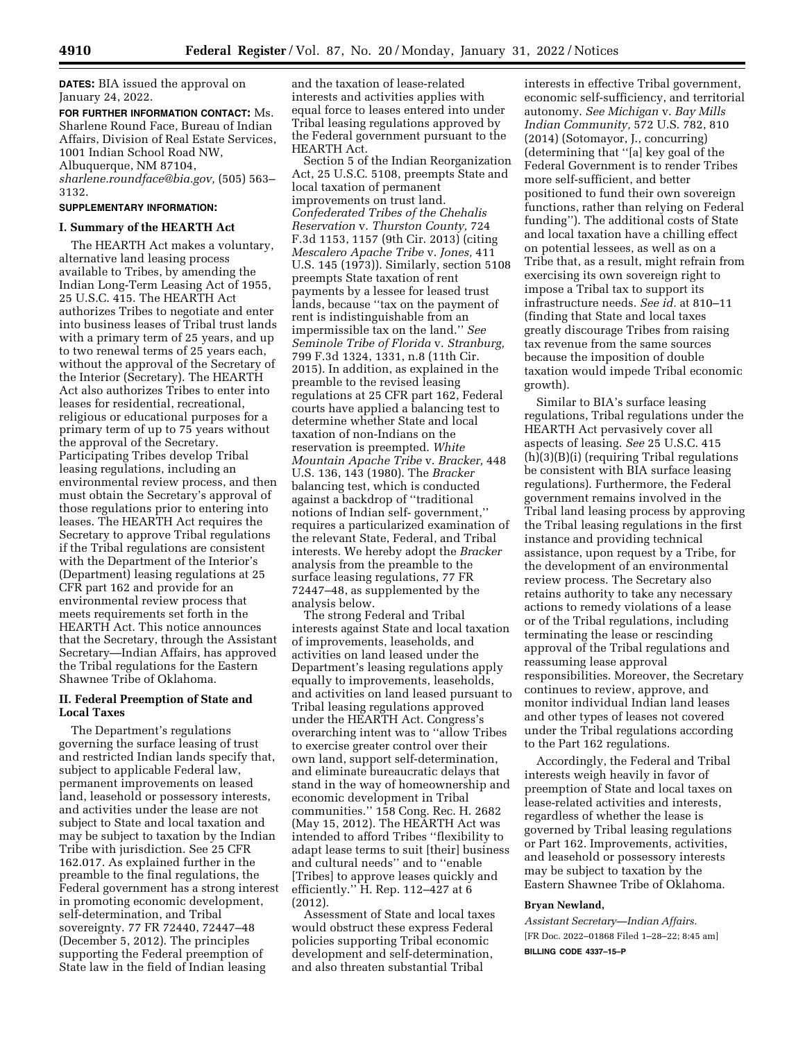**DATES:** BIA issued the approval on January 24, 2022.

**FOR FURTHER INFORMATION CONTACT:** Ms. Sharlene Round Face, Bureau of Indian Affairs, Division of Real Estate Services, 1001 Indian School Road NW, Albuquerque, NM 87104, *sharlene.roundface@bia.gov,* (505) 563–3132.

**SUPPLEMENTARY INFORMATION:**

## I. Summary of the HEARTH Act

The HEARTH Act makes a voluntary, alternative land leasing process available to Tribes, by amending the Indian Long-Term Leasing Act of 1955, 25 U.S.C. 415. The HEARTH Act authorizes Tribes to negotiate and enter into business leases of Tribal trust lands with a primary term of 25 years, and up to two renewal terms of 25 years each, without the approval of the Secretary of the Interior (Secretary). The HEARTH Act also authorizes Tribes to enter into leases for residential, recreational, religious or educational purposes for a primary term of up to 75 years without the approval of the Secretary. Participating Tribes develop Tribal leasing regulations, including an environmental review process, and then must obtain the Secretary's approval of those regulations prior to entering into leases. The HEARTH Act requires the Secretary to approve Tribal regulations if the Tribal regulations are consistent with the Department of the Interior's (Department) leasing regulations at 25 CFR part 162 and provide for an environmental review process that meets requirements set forth in the HEARTH Act. This notice announces that the Secretary, through the Assistant Secretary—Indian Affairs, has approved the Tribal regulations for the Eastern Shawnee Tribe of Oklahoma.

## II. Federal Preemption of State and Local Taxes

The Department's regulations governing the surface leasing of trust and restricted Indian lands specify that, subject to applicable Federal law, permanent improvements on leased land, leasehold or possessory interests, and activities under the lease are not subject to State and local taxation and may be subject to taxation by the Indian Tribe with jurisdiction. See 25 CFR 162.017. As explained further in the preamble to the final regulations, the Federal government has a strong interest in promoting economic development, self-determination, and Tribal sovereignty. 77 FR 72440, 72447–48 (December 5, 2012). The principles supporting the Federal preemption of State law in the field of Indian leasing and the taxation of lease-related interests and activities applies with equal force to leases entered into under Tribal leasing regulations approved by the Federal government pursuant to the HEARTH Act.

Section 5 of the Indian Reorganization Act, 25 U.S.C. 5108, preempts State and local taxation of permanent improvements on trust land. *Confederated Tribes of the Chehalis Reservation* v. *Thurston County,* 724 F.3d 1153, 1157 (9th Cir. 2013) (citing *Mescalero Apache Tribe* v. *Jones,* 411 U.S. 145 (1973)). Similarly, section 5108 preempts State taxation of rent payments by a lessee for leased trust lands, because "tax on the payment of rent is indistinguishable from an impermissible tax on the land." *See Seminole Tribe of Florida* v. *Stranburg,* 799 F.3d 1324, 1331, n.8 (11th Cir. 2015). In addition, as explained in the preamble to the revised leasing regulations at 25 CFR part 162, Federal courts have applied a balancing test to determine whether State and local taxation of non-Indians on the reservation is preempted. *White Mountain Apache Tribe* v. *Bracker,* 448 U.S. 136, 143 (1980). The *Bracker* balancing test, which is conducted against a backdrop of "traditional notions of Indian self- government," requires a particularized examination of the relevant State, Federal, and Tribal interests. We hereby adopt the *Bracker* analysis from the preamble to the surface leasing regulations, 77 FR 72447–48, as supplemented by the analysis below.

The strong Federal and Tribal interests against State and local taxation of improvements, leaseholds, and activities on land leased under the Department's leasing regulations apply equally to improvements, leaseholds, and activities on land leased pursuant to Tribal leasing regulations approved under the HEARTH Act. Congress's overarching intent was to "allow Tribes to exercise greater control over their own land, support self-determination, and eliminate bureaucratic delays that stand in the way of homeownership and economic development in Tribal communities." 158 Cong. Rec. H. 2682 (May 15, 2012). The HEARTH Act was intended to afford Tribes "flexibility to adapt lease terms to suit [their] business and cultural needs" and to "enable [Tribes] to approve leases quickly and efficiently." H. Rep. 112–427 at 6 (2012).

Assessment of State and local taxes would obstruct these express Federal policies supporting Tribal economic development and self-determination, and also threaten substantial Tribal interests in effective Tribal government, economic self-sufficiency, and territorial autonomy. *See Michigan* v. *Bay Mills Indian Community,* 572 U.S. 782, 810 (2014) (Sotomayor, J., concurring) (determining that "[a] key goal of the Federal Government is to render Tribes more self-sufficient, and better positioned to fund their own sovereign functions, rather than relying on Federal funding"). The additional costs of State and local taxation have a chilling effect on potential lessees, as well as on a Tribe that, as a result, might refrain from exercising its own sovereign right to impose a Tribal tax to support its infrastructure needs. *See id.* at 810–11 (finding that State and local taxes greatly discourage Tribes from raising tax revenue from the same sources because the imposition of double taxation would impede Tribal economic growth).

Similar to BIA's surface leasing regulations, Tribal regulations under the HEARTH Act pervasively cover all aspects of leasing. *See* 25 U.S.C. 415 (h)(3)(B)(i) (requiring Tribal regulations be consistent with BIA surface leasing regulations). Furthermore, the Federal government remains involved in the Tribal land leasing process by approving the Tribal leasing regulations in the first instance and providing technical assistance, upon request by a Tribe, for the development of an environmental review process. The Secretary also retains authority to take any necessary actions to remedy violations of a lease or of the Tribal regulations, including terminating the lease or rescinding approval of the Tribal regulations and reassuming lease approval responsibilities. Moreover, the Secretary continues to review, approve, and monitor individual Indian land leases and other types of leases not covered under the Tribal regulations according to the Part 162 regulations.

Accordingly, the Federal and Tribal interests weigh heavily in favor of preemption of State and local taxes on lease-related activities and interests, regardless of whether the lease is governed by Tribal leasing regulations or Part 162. Improvements, activities, and leasehold or possessory interests may be subject to taxation by the Eastern Shawnee Tribe of Oklahoma.

**Bryan Newland,**

*Assistant Secretary—Indian Affairs.*

[FR Doc. 2022–01868 Filed 1–28–22; 8:45 am]

**BILLING CODE 4337–15–P**